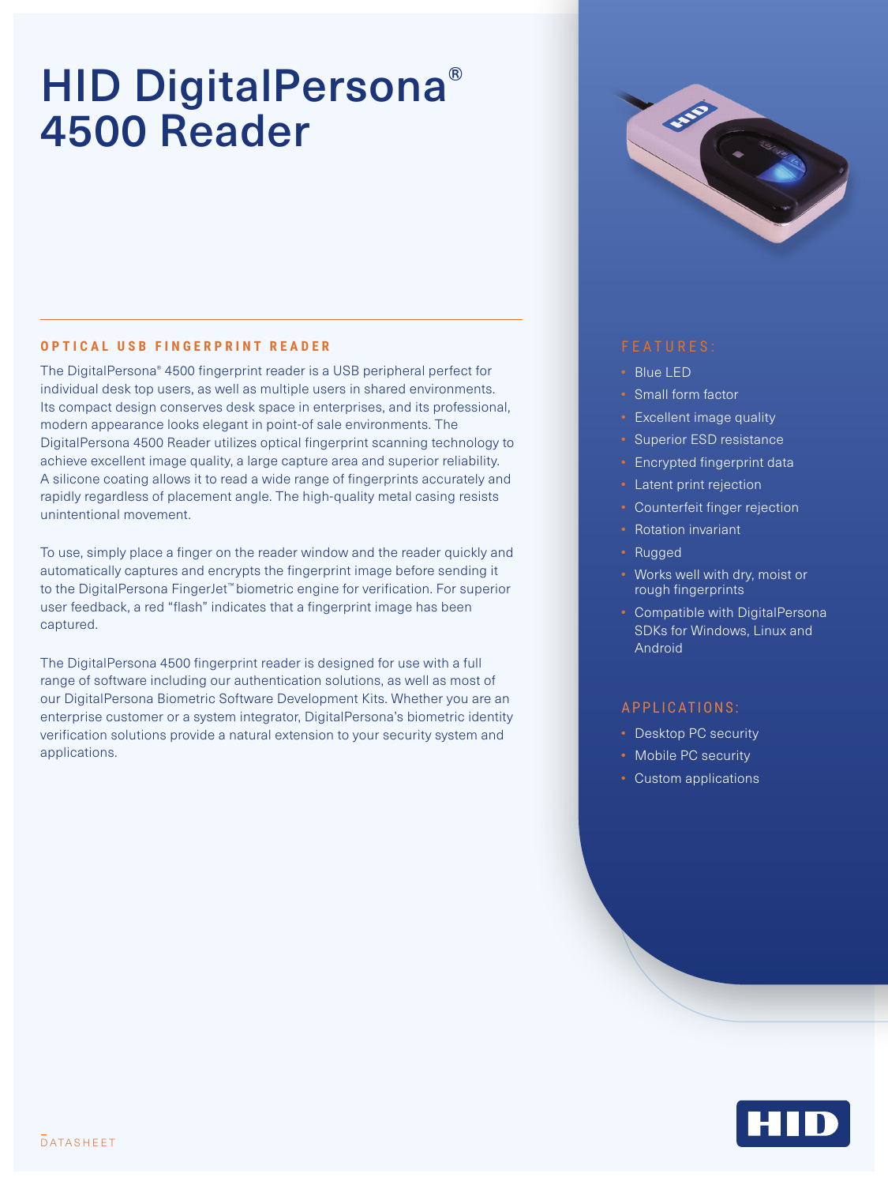# HID DigitalPersona® 4500 Reader

## OPTICAL USB FINGERPRINT READER

The DigitalPersona® 4500 fingerprint reader is a USB peripheral perfect for individual desk top users, as well as multiple users in shared environments. Its compact design conserves desk space in enterprises, and its professional, modern appearance looks elegant in point-of sale environments. The DigitalPersona 4500 Reader utilizes optical fingerprint scanning technology to achieve excellent image quality, a large capture area and superior reliability. A silicone coating allows it to read a wide range of fingerprints accurately and rapidly regardless of placement angle. The high-quality metal casing resists unintentional movement.

To use, simply place a finger on the reader window and the reader quickly and automatically captures and encrypts the fingerprint image before sending it to the DigitalPersona FingerJet™ biometric engine for verification. For superior user feedback, a red "flash" indicates that a fingerprint image has been captured.

The DigitalPersona 4500 fingerprint reader is designed for use with a full range of software including our authentication solutions, as well as most of our DigitalPersona Biometric Software Development Kits. Whether you are an enterprise customer or a system integrator, DigitalPersona's biometric identity verification solutions provide a natural extension to your security system and applications.

## FEATURES:

- Blue LED
- Small form factor
- Excellent image quality
- Superior ESD resistance
- Encrypted fingerprint data
- Latent print rejection
- Counterfeit finger rejection
- Rotation invariant
- Rugged
- Works well with dry, moist or rough fingerprints
- Compatible with DigitalPersona SDKs for Windows, Linux and Android

## APPLICATIONS:

- Desktop PC security
- Mobile PC security
- Custom applications

DATASHEET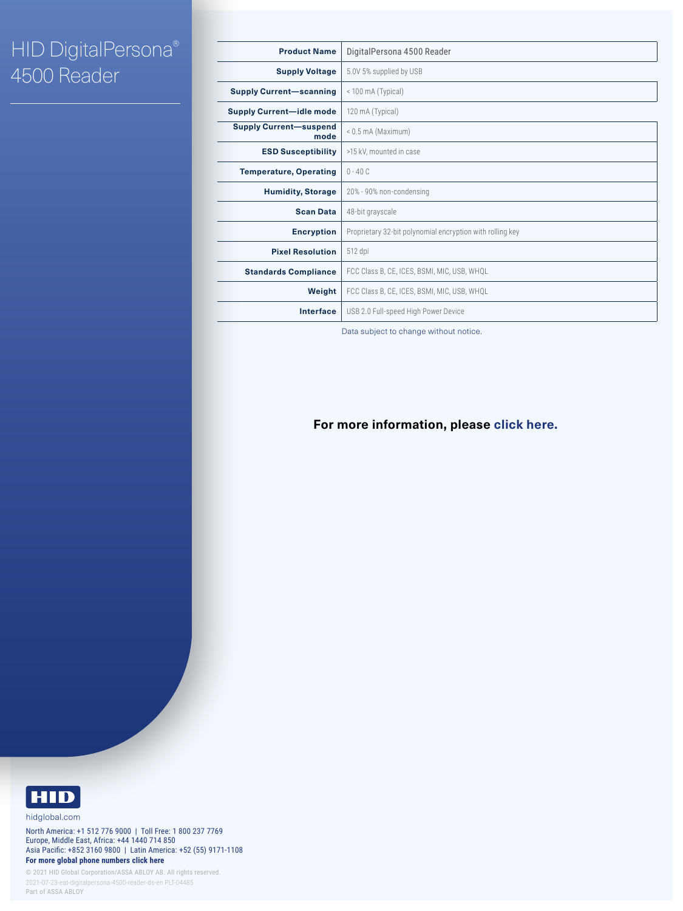# HID DigitalPersona® 4500 Reader

| | |
|---|---|
| **Product Name** | DigitalPersona 4500 Reader |
| **Supply Voltage** | 5.0V 5% supplied by USB |
| **Supply Current—scanning** | < 100 mA (Typical) |
| **Supply Current—idle mode** | 120 mA (Typical) |
| **Supply Current—suspend mode** | < 0.5 mA (Maximum) |
| **ESD Susceptibility** | >15 kV, mounted in case |
| **Temperature, Operating** | 0 - 40 C |
| **Humidity, Storage** | 20% - 90% non-condensing |
| **Scan Data** | 48-bit grayscale |
| **Encryption** | Proprietary 32-bit polynomial encryption with rolling key |
| **Pixel Resolution** | 512 dpi |
| **Standards Compliance** | FCC Class B, CE, ICES, BSMI, MIC, USB, WHQL |
| **Weight** | FCC Class B, CE, ICES, BSMI, MIC, USB, WHQL |
| **Interface** | USB 2.0 Full-speed High Power Device |

Data subject to change without notice.

**For more information, please click here.**

HID

hidglobal.com

North America: +1 512 776 9000 | Toll Free: 1 800 237 7769
Europe, Middle East, Africa: +44 1440 714 850
Asia Pacific: +852 3160 9800 | Latin America: +52 (55) 9171-1108
**For more global phone numbers click here**

© 2021 HID Global Corporation/ASSA ABLOY AB. All rights reserved.
2021-07-23-eat-digitalpersona-4500-reader-ds-en PLT-04485
Part of ASSA ABLOY